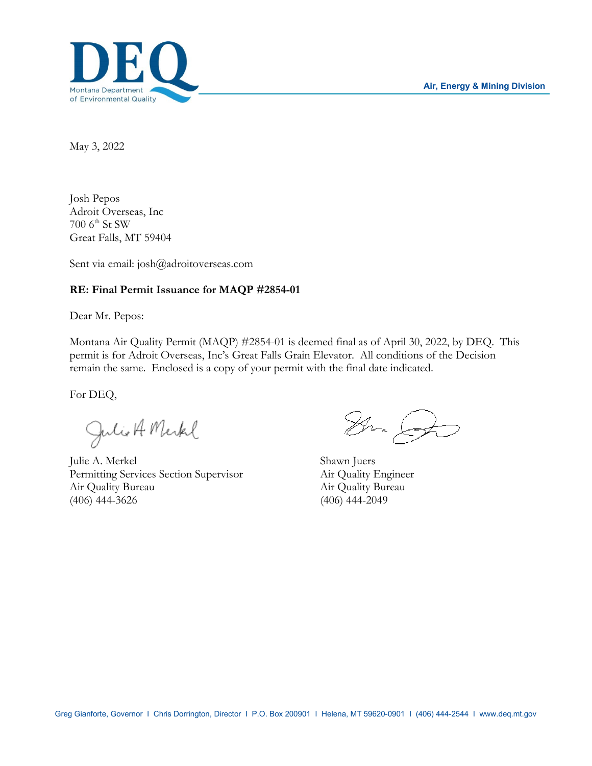Montana Department of Environmental Quality

Air, Energy & Mining Division

May 3, 2022

Josh Pepos
Adroit Overseas, Inc
700 6th St SW
Great Falls, MT 59404

Sent via email: josh@adroitoverseas.com

**RE: Final Permit Issuance for MAQP #2854-01**

Dear Mr. Pepos:

Montana Air Quality Permit (MAQP) #2854-01 is deemed final as of April 30, 2022, by DEQ. This permit is for Adroit Overseas, Inc's Great Falls Grain Elevator. All conditions of the Decision remain the same. Enclosed is a copy of your permit with the final date indicated.

For DEQ,

Julie A. Merkel
Permitting Services Section Supervisor
Air Quality Bureau
(406) 444-3626

Shawn Juers
Air Quality Engineer
Air Quality Bureau
(406) 444-2049

Greg Gianforte, Governor I Chris Dorrington, Director I P.O. Box 200901 I Helena, MT 59620-0901 I (406) 444-2544 I www.deq.mt.gov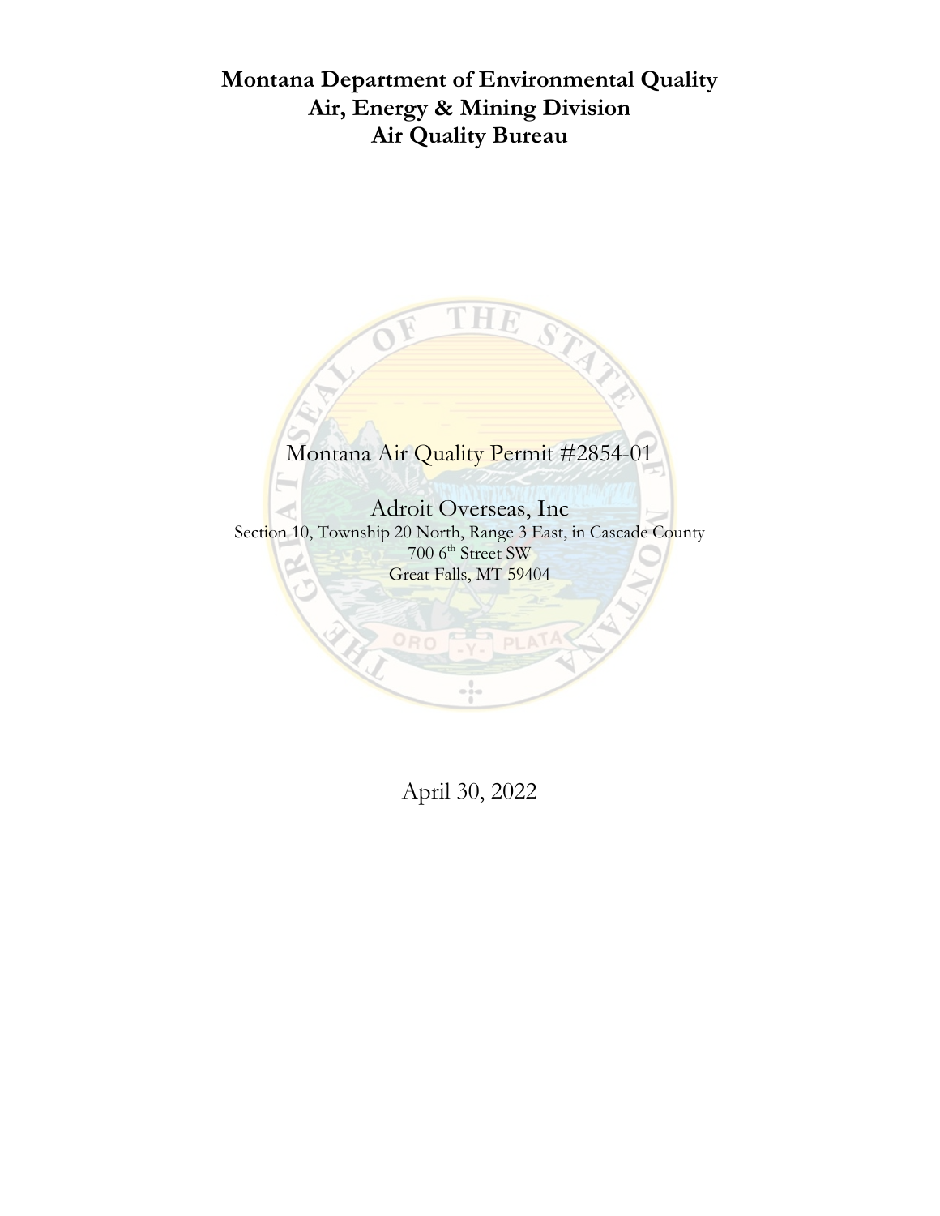# Montana Department of Environmental Quality
# Air, Energy & Mining Division
# Air Quality Bureau

Montana Air Quality Permit #2854-01

Adroit Overseas, Inc

Section 10, Township 20 North, Range 3 East, in Cascade County

700 6th Street SW

Great Falls, MT 59404

April 30, 2022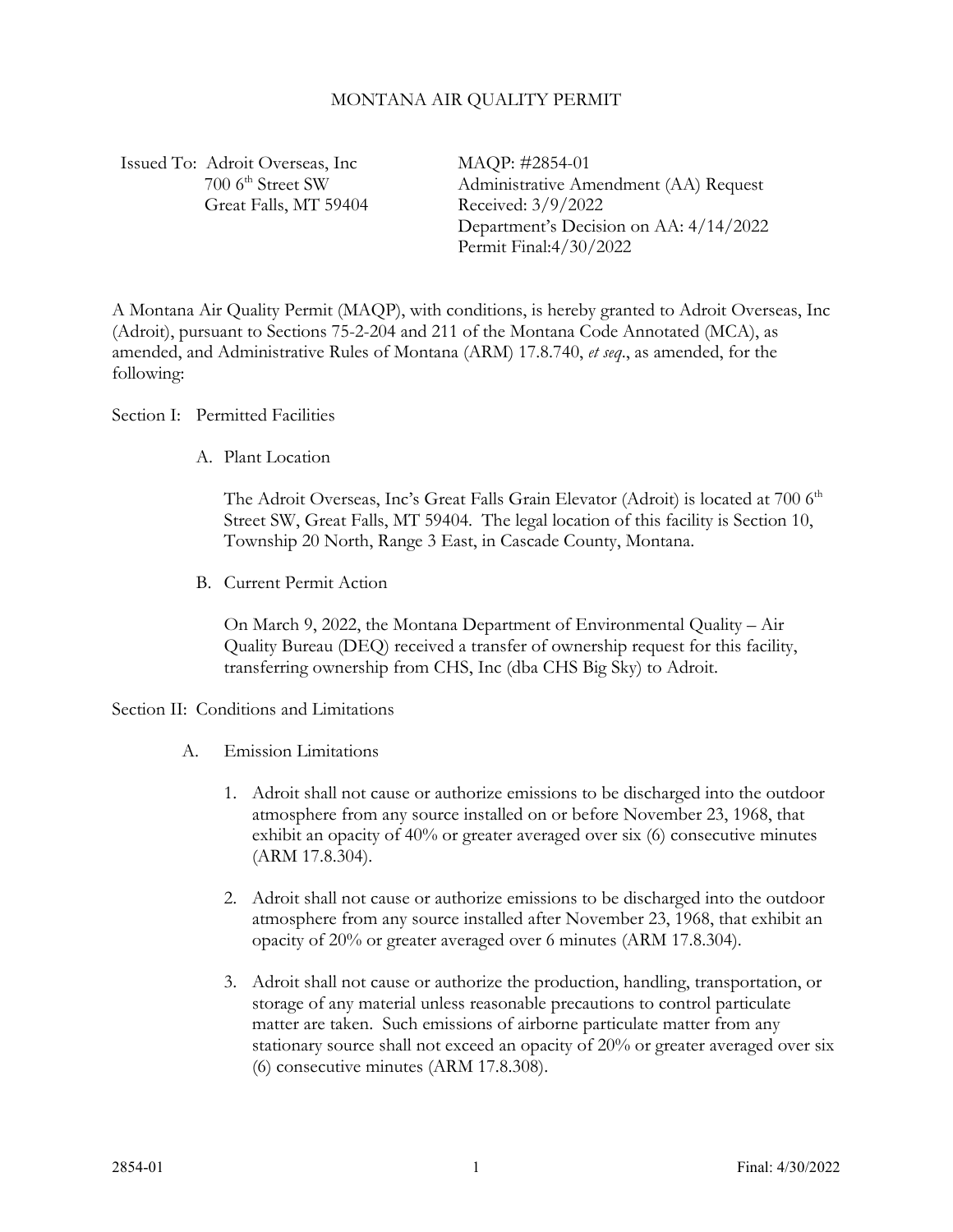# MONTANA AIR QUALITY PERMIT

Issued To: Adroit Overseas, Inc
700 6th Street SW
Great Falls, MT 59404

MAQP: #2854-01
Administrative Amendment (AA) Request
Received: 3/9/2022
Department's Decision on AA: 4/14/2022
Permit Final:4/30/2022

A Montana Air Quality Permit (MAQP), with conditions, is hereby granted to Adroit Overseas, Inc (Adroit), pursuant to Sections 75-2-204 and 211 of the Montana Code Annotated (MCA), as amended, and Administrative Rules of Montana (ARM) 17.8.740, *et seq*., as amended, for the following:

## Section I: Permitted Facilities

### A. Plant Location

The Adroit Overseas, Inc's Great Falls Grain Elevator (Adroit) is located at 700 6th Street SW, Great Falls, MT 59404. The legal location of this facility is Section 10, Township 20 North, Range 3 East, in Cascade County, Montana.

### B. Current Permit Action

On March 9, 2022, the Montana Department of Environmental Quality – Air Quality Bureau (DEQ) received a transfer of ownership request for this facility, transferring ownership from CHS, Inc (dba CHS Big Sky) to Adroit.

## Section II: Conditions and Limitations

### A. Emission Limitations

1. Adroit shall not cause or authorize emissions to be discharged into the outdoor atmosphere from any source installed on or before November 23, 1968, that exhibit an opacity of 40% or greater averaged over six (6) consecutive minutes (ARM 17.8.304).

2. Adroit shall not cause or authorize emissions to be discharged into the outdoor atmosphere from any source installed after November 23, 1968, that exhibit an opacity of 20% or greater averaged over 6 minutes (ARM 17.8.304).

3. Adroit shall not cause or authorize the production, handling, transportation, or storage of any material unless reasonable precautions to control particulate matter are taken. Such emissions of airborne particulate matter from any stationary source shall not exceed an opacity of 20% or greater averaged over six (6) consecutive minutes (ARM 17.8.308).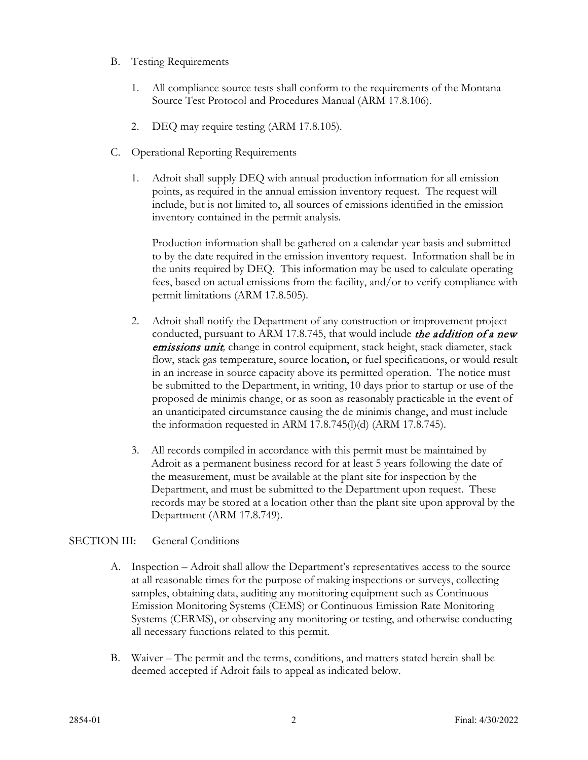B. Testing Requirements

1. All compliance source tests shall conform to the requirements of the Montana Source Test Protocol and Procedures Manual (ARM 17.8.106).

2. DEQ may require testing (ARM 17.8.105).

C. Operational Reporting Requirements

1. Adroit shall supply DEQ with annual production information for all emission points, as required in the annual emission inventory request. The request will include, but is not limited to, all sources of emissions identified in the emission inventory contained in the permit analysis.

   Production information shall be gathered on a calendar-year basis and submitted to by the date required in the emission inventory request. Information shall be in the units required by DEQ. This information may be used to calculate operating fees, based on actual emissions from the facility, and/or to verify compliance with permit limitations (ARM 17.8.505).

2. Adroit shall notify the Department of any construction or improvement project conducted, pursuant to ARM 17.8.745, that would include ***the addition of a new emissions unit***, change in control equipment, stack height, stack diameter, stack flow, stack gas temperature, source location, or fuel specifications, or would result in an increase in source capacity above its permitted operation. The notice must be submitted to the Department, in writing, 10 days prior to startup or use of the proposed de minimis change, or as soon as reasonably practicable in the event of an unanticipated circumstance causing the de minimis change, and must include the information requested in ARM 17.8.745(l)(d) (ARM 17.8.745).

3. All records compiled in accordance with this permit must be maintained by Adroit as a permanent business record for at least 5 years following the date of the measurement, must be available at the plant site for inspection by the Department, and must be submitted to the Department upon request. These records may be stored at a location other than the plant site upon approval by the Department (ARM 17.8.749).

## SECTION III: General Conditions

A. Inspection – Adroit shall allow the Department's representatives access to the source at all reasonable times for the purpose of making inspections or surveys, collecting samples, obtaining data, auditing any monitoring equipment such as Continuous Emission Monitoring Systems (CEMS) or Continuous Emission Rate Monitoring Systems (CERMS), or observing any monitoring or testing, and otherwise conducting all necessary functions related to this permit.

B. Waiver – The permit and the terms, conditions, and matters stated herein shall be deemed accepted if Adroit fails to appeal as indicated below.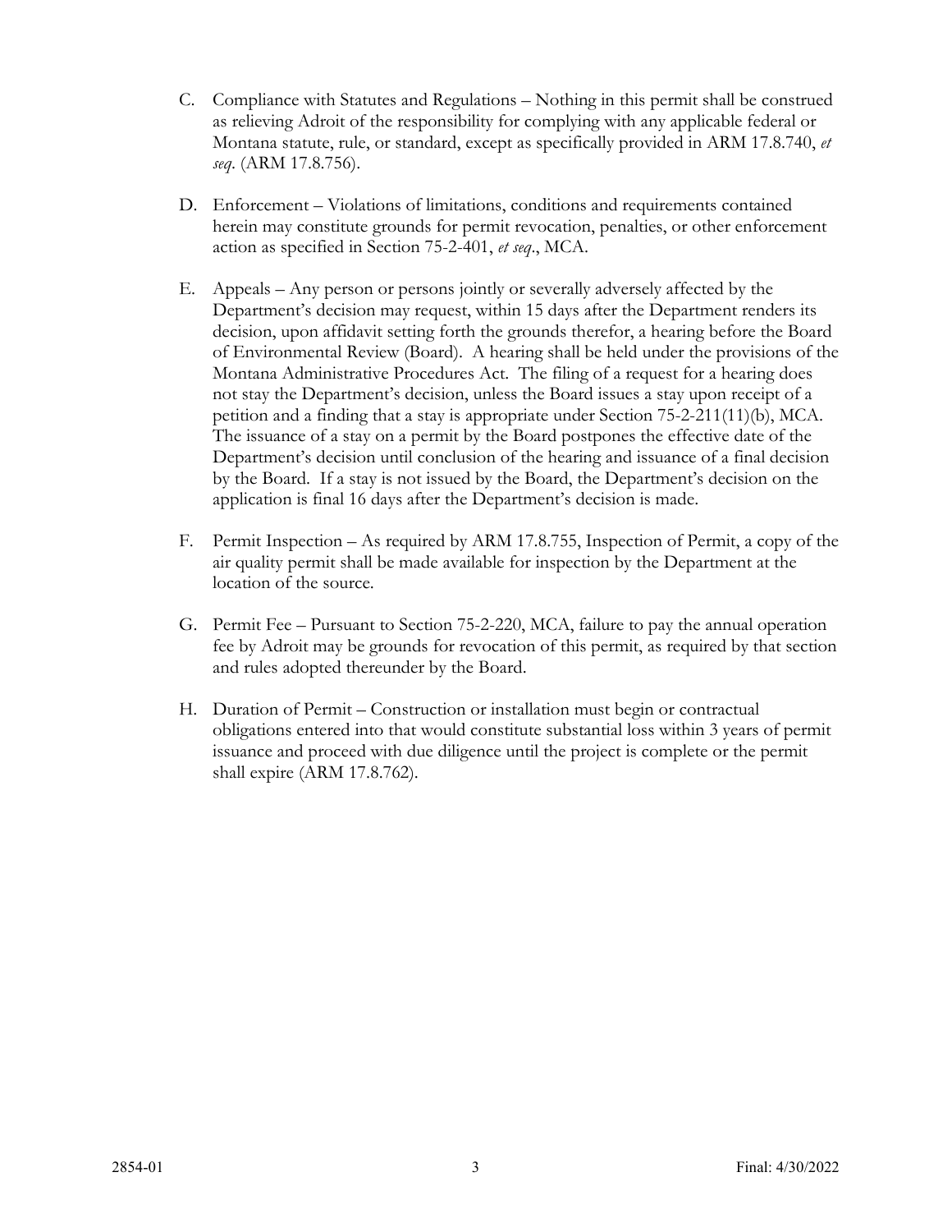C. Compliance with Statutes and Regulations – Nothing in this permit shall be construed as relieving Adroit of the responsibility for complying with any applicable federal or Montana statute, rule, or standard, except as specifically provided in ARM 17.8.740, *et seq*. (ARM 17.8.756).

D. Enforcement – Violations of limitations, conditions and requirements contained herein may constitute grounds for permit revocation, penalties, or other enforcement action as specified in Section 75-2-401, *et seq*., MCA.

E. Appeals – Any person or persons jointly or severally adversely affected by the Department's decision may request, within 15 days after the Department renders its decision, upon affidavit setting forth the grounds therefor, a hearing before the Board of Environmental Review (Board). A hearing shall be held under the provisions of the Montana Administrative Procedures Act. The filing of a request for a hearing does not stay the Department's decision, unless the Board issues a stay upon receipt of a petition and a finding that a stay is appropriate under Section 75-2-211(11)(b), MCA. The issuance of a stay on a permit by the Board postpones the effective date of the Department's decision until conclusion of the hearing and issuance of a final decision by the Board. If a stay is not issued by the Board, the Department's decision on the application is final 16 days after the Department's decision is made.

F. Permit Inspection – As required by ARM 17.8.755, Inspection of Permit, a copy of the air quality permit shall be made available for inspection by the Department at the location of the source.

G. Permit Fee – Pursuant to Section 75-2-220, MCA, failure to pay the annual operation fee by Adroit may be grounds for revocation of this permit, as required by that section and rules adopted thereunder by the Board.

H. Duration of Permit – Construction or installation must begin or contractual obligations entered into that would constitute substantial loss within 3 years of permit issuance and proceed with due diligence until the project is complete or the permit shall expire (ARM 17.8.762).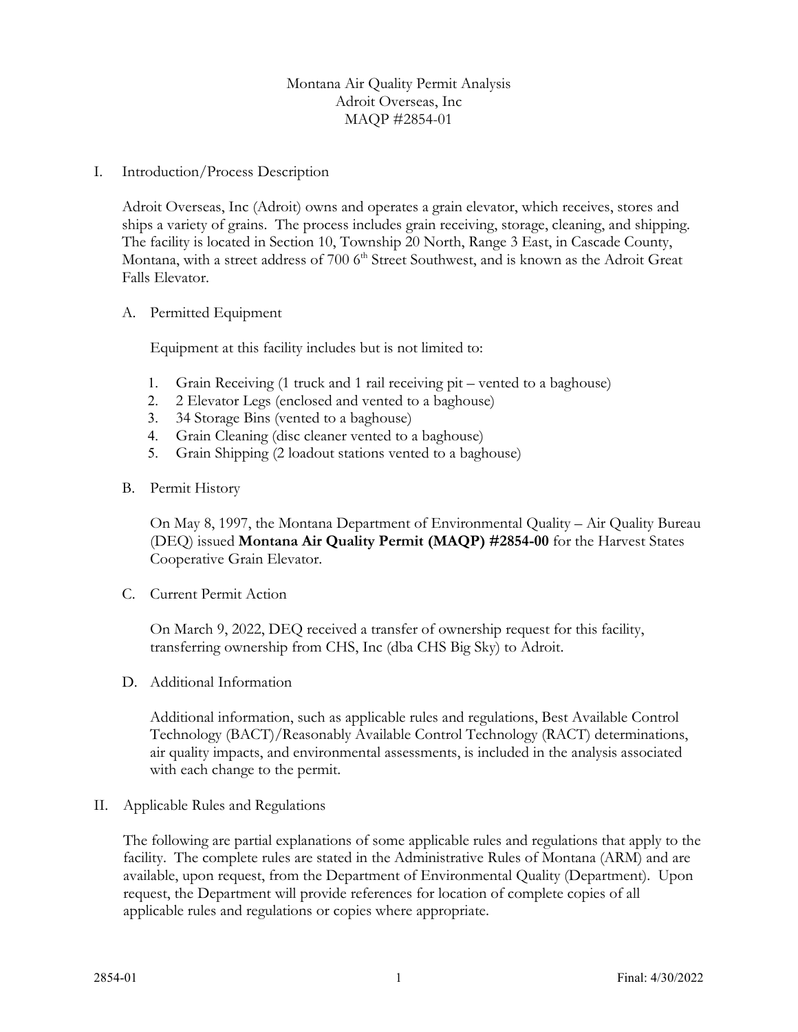Montana Air Quality Permit Analysis
Adroit Overseas, Inc
MAQP #2854-01

## I. Introduction/Process Description

Adroit Overseas, Inc (Adroit) owns and operates a grain elevator, which receives, stores and ships a variety of grains. The process includes grain receiving, storage, cleaning, and shipping. The facility is located in Section 10, Township 20 North, Range 3 East, in Cascade County, Montana, with a street address of 700 6th Street Southwest, and is known as the Adroit Great Falls Elevator.

### A. Permitted Equipment

Equipment at this facility includes but is not limited to:

1. Grain Receiving (1 truck and 1 rail receiving pit – vented to a baghouse)
2. 2 Elevator Legs (enclosed and vented to a baghouse)
3. 34 Storage Bins (vented to a baghouse)
4. Grain Cleaning (disc cleaner vented to a baghouse)
5. Grain Shipping (2 loadout stations vented to a baghouse)

### B. Permit History

On May 8, 1997, the Montana Department of Environmental Quality – Air Quality Bureau (DEQ) issued **Montana Air Quality Permit (MAQP) #2854-00** for the Harvest States Cooperative Grain Elevator.

### C. Current Permit Action

On March 9, 2022, DEQ received a transfer of ownership request for this facility, transferring ownership from CHS, Inc (dba CHS Big Sky) to Adroit.

### D. Additional Information

Additional information, such as applicable rules and regulations, Best Available Control Technology (BACT)/Reasonably Available Control Technology (RACT) determinations, air quality impacts, and environmental assessments, is included in the analysis associated with each change to the permit.

## II. Applicable Rules and Regulations

The following are partial explanations of some applicable rules and regulations that apply to the facility. The complete rules are stated in the Administrative Rules of Montana (ARM) and are available, upon request, from the Department of Environmental Quality (Department). Upon request, the Department will provide references for location of complete copies of all applicable rules and regulations or copies where appropriate.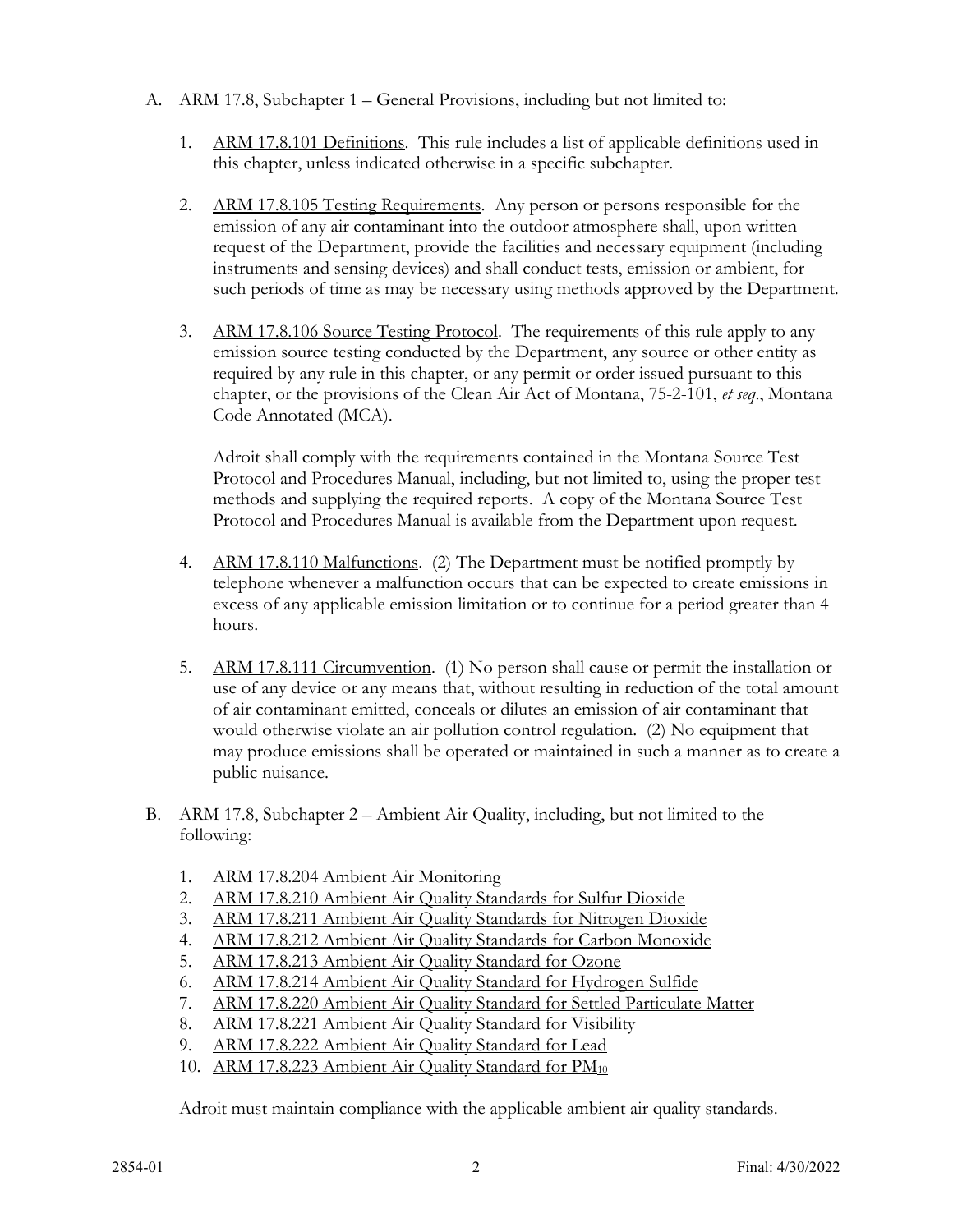A. ARM 17.8, Subchapter 1 – General Provisions, including but not limited to:

   1. ARM 17.8.101 Definitions. This rule includes a list of applicable definitions used in this chapter, unless indicated otherwise in a specific subchapter.

   2. ARM 17.8.105 Testing Requirements. Any person or persons responsible for the emission of any air contaminant into the outdoor atmosphere shall, upon written request of the Department, provide the facilities and necessary equipment (including instruments and sensing devices) and shall conduct tests, emission or ambient, for such periods of time as may be necessary using methods approved by the Department.

   3. ARM 17.8.106 Source Testing Protocol. The requirements of this rule apply to any emission source testing conducted by the Department, any source or other entity as required by any rule in this chapter, or any permit or order issued pursuant to this chapter, or the provisions of the Clean Air Act of Montana, 75-2-101, *et seq*., Montana Code Annotated (MCA).

      Adroit shall comply with the requirements contained in the Montana Source Test Protocol and Procedures Manual, including, but not limited to, using the proper test methods and supplying the required reports. A copy of the Montana Source Test Protocol and Procedures Manual is available from the Department upon request.

   4. ARM 17.8.110 Malfunctions. (2) The Department must be notified promptly by telephone whenever a malfunction occurs that can be expected to create emissions in excess of any applicable emission limitation or to continue for a period greater than 4 hours.

   5. ARM 17.8.111 Circumvention. (1) No person shall cause or permit the installation or use of any device or any means that, without resulting in reduction of the total amount of air contaminant emitted, conceals or dilutes an emission of air contaminant that would otherwise violate an air pollution control regulation. (2) No equipment that may produce emissions shall be operated or maintained in such a manner as to create a public nuisance.

B. ARM 17.8, Subchapter 2 – Ambient Air Quality, including, but not limited to the following:

   1. ARM 17.8.204 Ambient Air Monitoring
   2. ARM 17.8.210 Ambient Air Quality Standards for Sulfur Dioxide
   3. ARM 17.8.211 Ambient Air Quality Standards for Nitrogen Dioxide
   4. ARM 17.8.212 Ambient Air Quality Standards for Carbon Monoxide
   5. ARM 17.8.213 Ambient Air Quality Standard for Ozone
   6. ARM 17.8.214 Ambient Air Quality Standard for Hydrogen Sulfide
   7. ARM 17.8.220 Ambient Air Quality Standard for Settled Particulate Matter
   8. ARM 17.8.221 Ambient Air Quality Standard for Visibility
   9. ARM 17.8.222 Ambient Air Quality Standard for Lead
   10. ARM 17.8.223 Ambient Air Quality Standard for $PM_{10}$

   Adroit must maintain compliance with the applicable ambient air quality standards.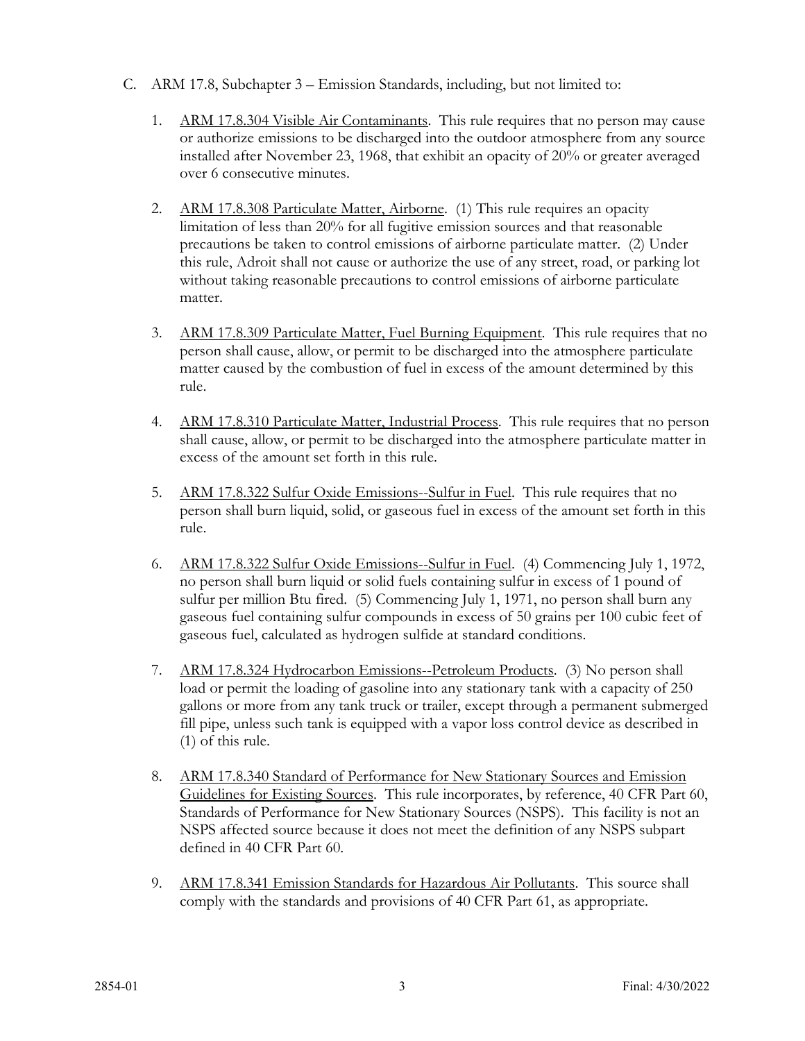C. ARM 17.8, Subchapter 3 – Emission Standards, including, but not limited to:

1. ARM 17.8.304 Visible Air Contaminants. This rule requires that no person may cause or authorize emissions to be discharged into the outdoor atmosphere from any source installed after November 23, 1968, that exhibit an opacity of 20% or greater averaged over 6 consecutive minutes.

2. ARM 17.8.308 Particulate Matter, Airborne. (1) This rule requires an opacity limitation of less than 20% for all fugitive emission sources and that reasonable precautions be taken to control emissions of airborne particulate matter. (2) Under this rule, Adroit shall not cause or authorize the use of any street, road, or parking lot without taking reasonable precautions to control emissions of airborne particulate matter.

3. ARM 17.8.309 Particulate Matter, Fuel Burning Equipment. This rule requires that no person shall cause, allow, or permit to be discharged into the atmosphere particulate matter caused by the combustion of fuel in excess of the amount determined by this rule.

4. ARM 17.8.310 Particulate Matter, Industrial Process. This rule requires that no person shall cause, allow, or permit to be discharged into the atmosphere particulate matter in excess of the amount set forth in this rule.

5. ARM 17.8.322 Sulfur Oxide Emissions--Sulfur in Fuel. This rule requires that no person shall burn liquid, solid, or gaseous fuel in excess of the amount set forth in this rule.

6. ARM 17.8.322 Sulfur Oxide Emissions--Sulfur in Fuel. (4) Commencing July 1, 1972, no person shall burn liquid or solid fuels containing sulfur in excess of 1 pound of sulfur per million Btu fired. (5) Commencing July 1, 1971, no person shall burn any gaseous fuel containing sulfur compounds in excess of 50 grains per 100 cubic feet of gaseous fuel, calculated as hydrogen sulfide at standard conditions.

7. ARM 17.8.324 Hydrocarbon Emissions--Petroleum Products. (3) No person shall load or permit the loading of gasoline into any stationary tank with a capacity of 250 gallons or more from any tank truck or trailer, except through a permanent submerged fill pipe, unless such tank is equipped with a vapor loss control device as described in (1) of this rule.

8. ARM 17.8.340 Standard of Performance for New Stationary Sources and Emission Guidelines for Existing Sources. This rule incorporates, by reference, 40 CFR Part 60, Standards of Performance for New Stationary Sources (NSPS). This facility is not an NSPS affected source because it does not meet the definition of any NSPS subpart defined in 40 CFR Part 60.

9. ARM 17.8.341 Emission Standards for Hazardous Air Pollutants. This source shall comply with the standards and provisions of 40 CFR Part 61, as appropriate.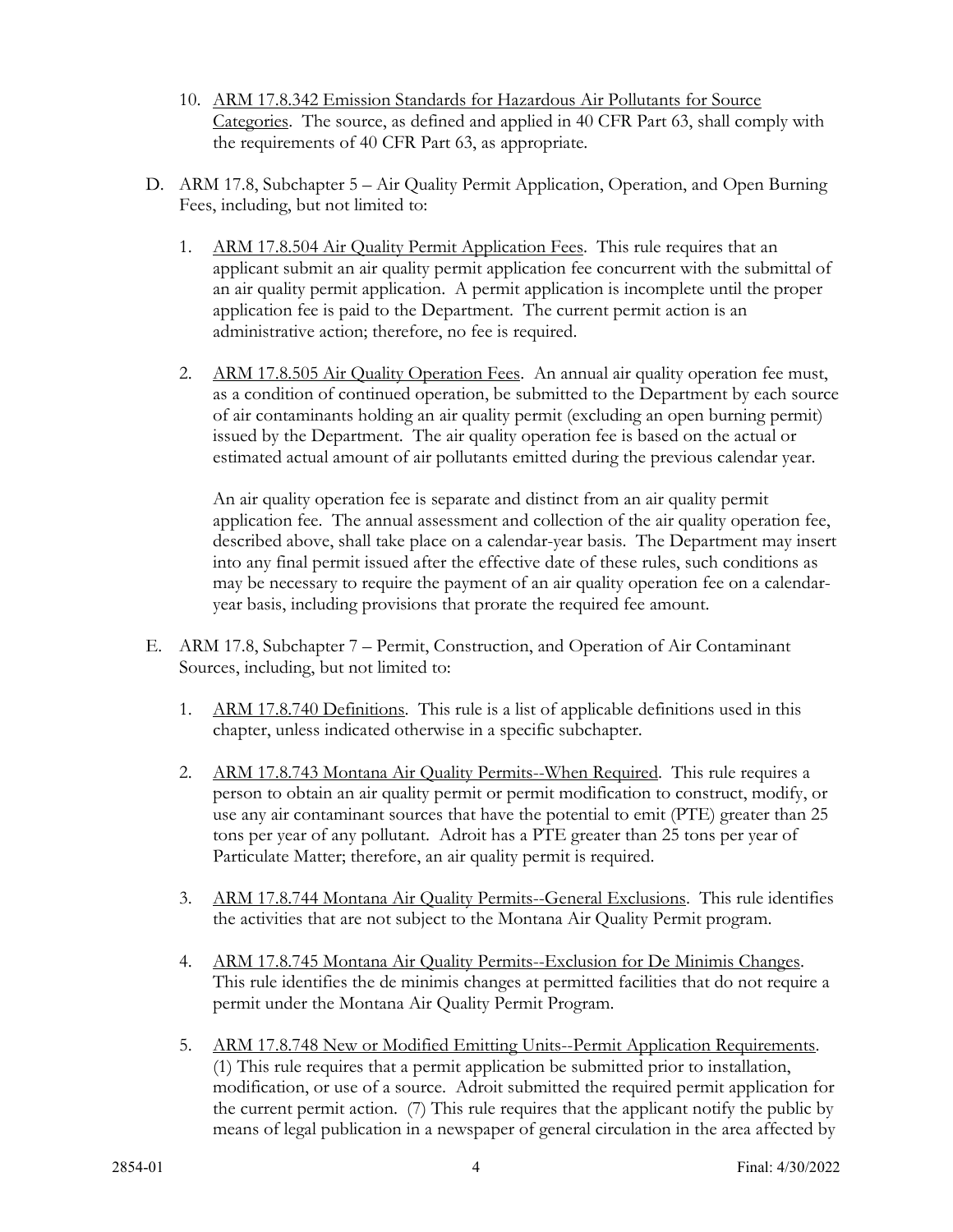10. ARM 17.8.342 Emission Standards for Hazardous Air Pollutants for Source Categories. The source, as defined and applied in 40 CFR Part 63, shall comply with the requirements of 40 CFR Part 63, as appropriate.

D. ARM 17.8, Subchapter 5 – Air Quality Permit Application, Operation, and Open Burning Fees, including, but not limited to:

1. ARM 17.8.504 Air Quality Permit Application Fees. This rule requires that an applicant submit an air quality permit application fee concurrent with the submittal of an air quality permit application. A permit application is incomplete until the proper application fee is paid to the Department. The current permit action is an administrative action; therefore, no fee is required.

2. ARM 17.8.505 Air Quality Operation Fees. An annual air quality operation fee must, as a condition of continued operation, be submitted to the Department by each source of air contaminants holding an air quality permit (excluding an open burning permit) issued by the Department. The air quality operation fee is based on the actual or estimated actual amount of air pollutants emitted during the previous calendar year.

   An air quality operation fee is separate and distinct from an air quality permit application fee. The annual assessment and collection of the air quality operation fee, described above, shall take place on a calendar-year basis. The Department may insert into any final permit issued after the effective date of these rules, such conditions as may be necessary to require the payment of an air quality operation fee on a calendar-year basis, including provisions that prorate the required fee amount.

E. ARM 17.8, Subchapter 7 – Permit, Construction, and Operation of Air Contaminant Sources, including, but not limited to:

1. ARM 17.8.740 Definitions. This rule is a list of applicable definitions used in this chapter, unless indicated otherwise in a specific subchapter.

2. ARM 17.8.743 Montana Air Quality Permits--When Required. This rule requires a person to obtain an air quality permit or permit modification to construct, modify, or use any air contaminant sources that have the potential to emit (PTE) greater than 25 tons per year of any pollutant. Adroit has a PTE greater than 25 tons per year of Particulate Matter; therefore, an air quality permit is required.

3. ARM 17.8.744 Montana Air Quality Permits--General Exclusions. This rule identifies the activities that are not subject to the Montana Air Quality Permit program.

4. ARM 17.8.745 Montana Air Quality Permits--Exclusion for De Minimis Changes. This rule identifies the de minimis changes at permitted facilities that do not require a permit under the Montana Air Quality Permit Program.

5. ARM 17.8.748 New or Modified Emitting Units--Permit Application Requirements. (1) This rule requires that a permit application be submitted prior to installation, modification, or use of a source. Adroit submitted the required permit application for the current permit action. (7) This rule requires that the applicant notify the public by means of legal publication in a newspaper of general circulation in the area affected by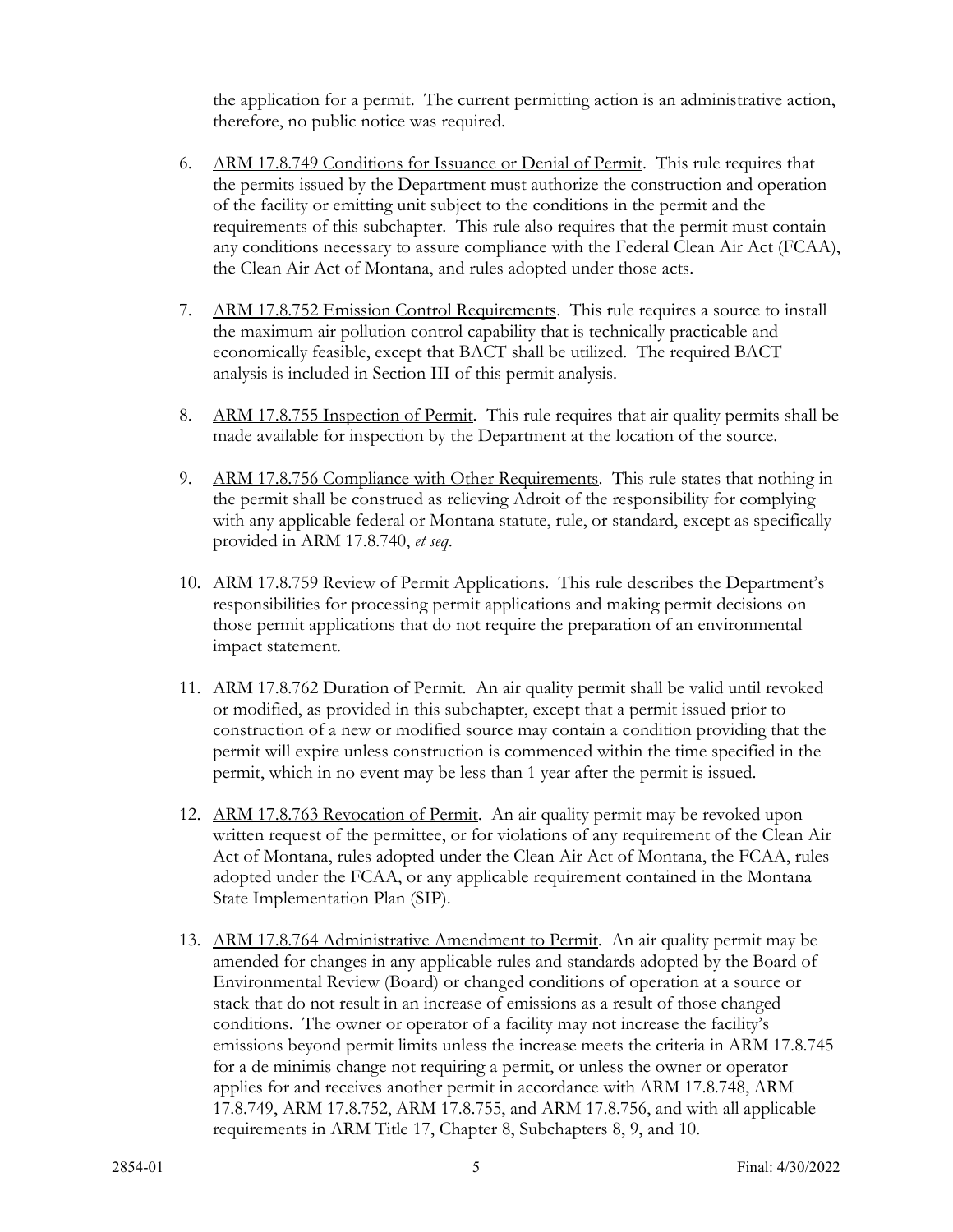the application for a permit. The current permitting action is an administrative action, therefore, no public notice was required.

6. ARM 17.8.749 Conditions for Issuance or Denial of Permit. This rule requires that the permits issued by the Department must authorize the construction and operation of the facility or emitting unit subject to the conditions in the permit and the requirements of this subchapter. This rule also requires that the permit must contain any conditions necessary to assure compliance with the Federal Clean Air Act (FCAA), the Clean Air Act of Montana, and rules adopted under those acts.

7. ARM 17.8.752 Emission Control Requirements. This rule requires a source to install the maximum air pollution control capability that is technically practicable and economically feasible, except that BACT shall be utilized. The required BACT analysis is included in Section III of this permit analysis.

8. ARM 17.8.755 Inspection of Permit. This rule requires that air quality permits shall be made available for inspection by the Department at the location of the source.

9. ARM 17.8.756 Compliance with Other Requirements. This rule states that nothing in the permit shall be construed as relieving Adroit of the responsibility for complying with any applicable federal or Montana statute, rule, or standard, except as specifically provided in ARM 17.8.740, *et seq*.

10. ARM 17.8.759 Review of Permit Applications. This rule describes the Department's responsibilities for processing permit applications and making permit decisions on those permit applications that do not require the preparation of an environmental impact statement.

11. ARM 17.8.762 Duration of Permit. An air quality permit shall be valid until revoked or modified, as provided in this subchapter, except that a permit issued prior to construction of a new or modified source may contain a condition providing that the permit will expire unless construction is commenced within the time specified in the permit, which in no event may be less than 1 year after the permit is issued.

12. ARM 17.8.763 Revocation of Permit. An air quality permit may be revoked upon written request of the permittee, or for violations of any requirement of the Clean Air Act of Montana, rules adopted under the Clean Air Act of Montana, the FCAA, rules adopted under the FCAA, or any applicable requirement contained in the Montana State Implementation Plan (SIP).

13. ARM 17.8.764 Administrative Amendment to Permit. An air quality permit may be amended for changes in any applicable rules and standards adopted by the Board of Environmental Review (Board) or changed conditions of operation at a source or stack that do not result in an increase of emissions as a result of those changed conditions. The owner or operator of a facility may not increase the facility's emissions beyond permit limits unless the increase meets the criteria in ARM 17.8.745 for a de minimis change not requiring a permit, or unless the owner or operator applies for and receives another permit in accordance with ARM 17.8.748, ARM 17.8.749, ARM 17.8.752, ARM 17.8.755, and ARM 17.8.756, and with all applicable requirements in ARM Title 17, Chapter 8, Subchapters 8, 9, and 10.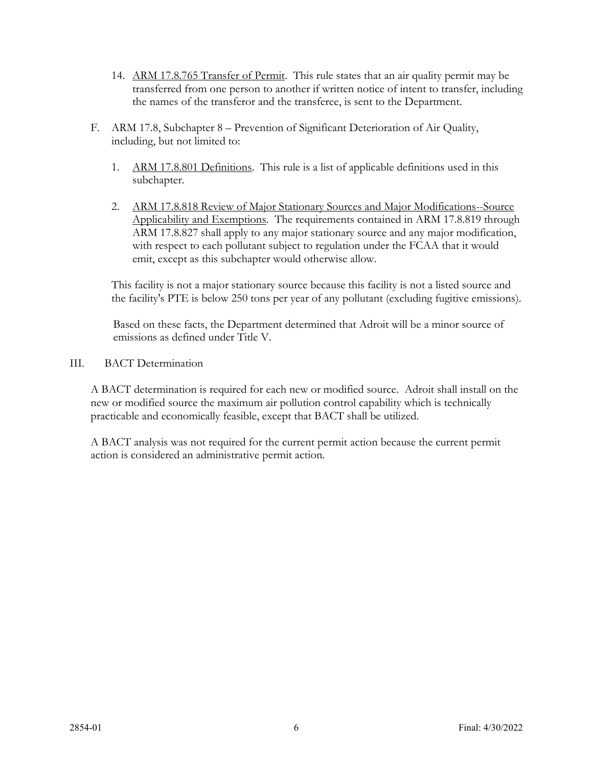14. ARM 17.8.765 Transfer of Permit. This rule states that an air quality permit may be transferred from one person to another if written notice of intent to transfer, including the names of the transferor and the transferee, is sent to the Department.

F. ARM 17.8, Subchapter 8 – Prevention of Significant Deterioration of Air Quality, including, but not limited to:

   1. ARM 17.8.801 Definitions. This rule is a list of applicable definitions used in this subchapter.

   2. ARM 17.8.818 Review of Major Stationary Sources and Major Modifications--Source Applicability and Exemptions. The requirements contained in ARM 17.8.819 through ARM 17.8.827 shall apply to any major stationary source and any major modification, with respect to each pollutant subject to regulation under the FCAA that it would emit, except as this subchapter would otherwise allow.

   This facility is not a major stationary source because this facility is not a listed source and the facility's PTE is below 250 tons per year of any pollutant (excluding fugitive emissions).

   Based on these facts, the Department determined that Adroit will be a minor source of emissions as defined under Title V.

## III. BACT Determination

A BACT determination is required for each new or modified source. Adroit shall install on the new or modified source the maximum air pollution control capability which is technically practicable and economically feasible, except that BACT shall be utilized.

A BACT analysis was not required for the current permit action because the current permit action is considered an administrative permit action.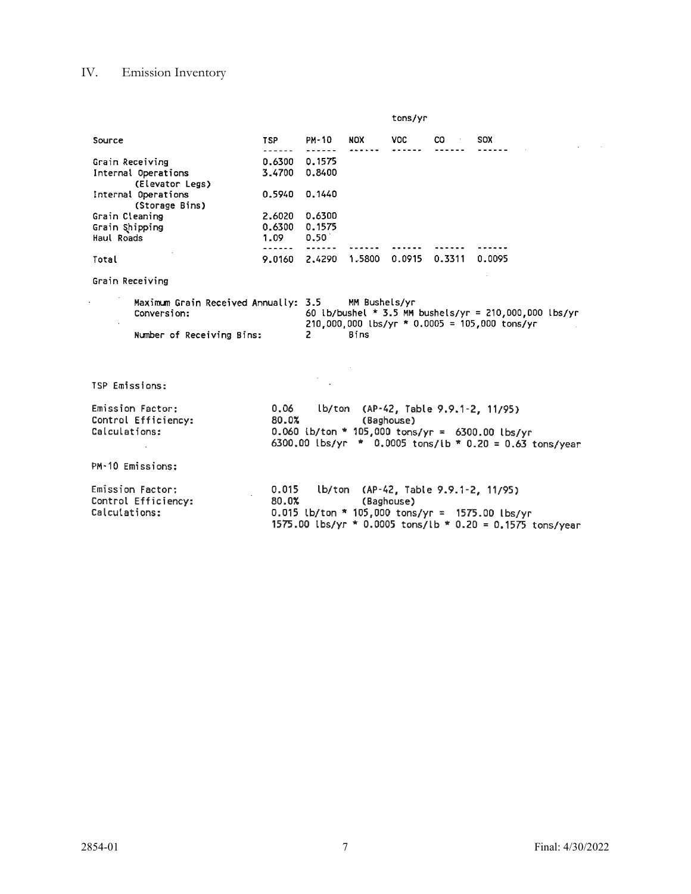## IV. Emission Inventory

| Source | TSP | PM-10 | NOX | VOC | CO | SOX |
|---|---|---|---|---|---|---|
| | tons/yr | | | | | |
| Grain Receiving | 0.6300 | 0.1575 | | | | |
| Internal Operations (Elevator Legs) | 3.4700 | 0.8400 | | | | |
| Internal Operations (Storage Bins) | 0.5940 | 0.1440 | | | | |
| Grain Cleaning | 2.6020 | 0.6300 | | | | |
| Grain Shipping | 0.6300 | 0.1575 | | | | |
| Haul Roads | 1.09 | 0.50 | | | | |
| Total | 9.0160 | 2.4290 | 1.5800 | 0.0915 | 0.3311 | 0.0095 |

Grain Receiving

Maximum Grain Received Annually: 3.5 MM Bushels/yr

Conversion: 60 lb/bushel * 3.5 MM bushels/yr = 210,000,000 lbs/yr
210,000,000 lbs/yr * 0.0005 = 105,000 tons/yr

Number of Receiving Bins: 2 Bins

TSP Emissions:

Emission Factor: 0.06 lb/ton (AP-42, Table 9.9.1-2, 11/95)
Control Efficiency: 80.0% (Baghouse)
Calculations: 0.060 lb/ton * 105,000 tons/yr = 6300.00 lbs/yr
6300.00 lbs/yr * 0.0005 tons/lb * 0.20 = 0.63 tons/year

PM-10 Emissions:

Emission Factor: 0.015 lb/ton (AP-42, Table 9.9.1-2, 11/95)
Control Efficiency: 80.0% (Baghouse)
Calculations: 0.015 lb/ton * 105,000 tons/yr = 1575.00 lbs/yr
1575.00 lbs/yr * 0.0005 tons/lb * 0.20 = 0.1575 tons/year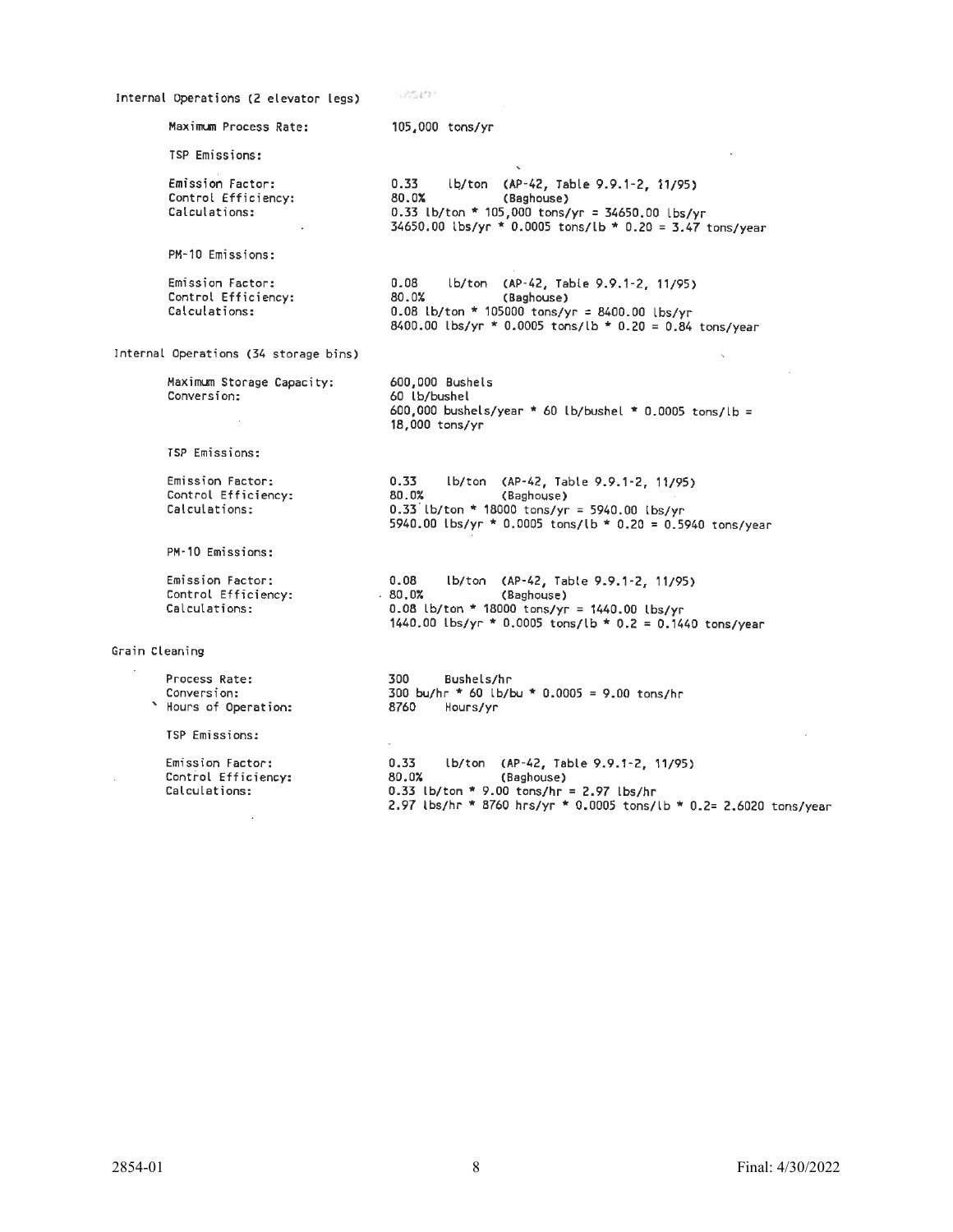Internal Operations (2 elevator legs)

Maximum Process Rate: 105,000 tons/yr

TSP Emissions:

Emission Factor: 0.33 lb/ton (AP-42, Table 9.9.1-2, 11/95)
Control Efficiency: 80.0% (Baghouse)
Calculations:
0.33 lb/ton * 105,000 tons/yr = 34650.00 lbs/yr
34650.00 lbs/yr * 0.0005 tons/lb * 0.20 = 3.47 tons/year

PM-10 Emissions:

Emission Factor: 0.08 lb/ton (AP-42, Table 9.9.1-2, 11/95)
Control Efficiency: 80.0% (Baghouse)
Calculations:
0.08 lb/ton * 105000 tons/yr = 8400.00 lbs/yr
8400.00 lbs/yr * 0.0005 tons/lb * 0.20 = 0.84 tons/year

Internal Operations (34 storage bins)

Maximum Storage Capacity: 600,000 Bushels
Conversion: 60 lb/bushel
600,000 bushels/year * 60 lb/bushel * 0.0005 tons/lb = 18,000 tons/yr

TSP Emissions:

Emission Factor: 0.33 lb/ton (AP-42, Table 9.9.1-2, 11/95)
Control Efficiency: 80.0% (Baghouse)
Calculations:
0.33 lb/ton * 18000 tons/yr = 5940.00 lbs/yr
5940.00 lbs/yr * 0.0005 tons/lb * 0.20 = 0.5940 tons/year

PM-10 Emissions:

Emission Factor: 0.08 lb/ton (AP-42, Table 9.9.1-2, 11/95)
Control Efficiency: 80.0% (Baghouse)
Calculations:
0.08 lb/ton * 18000 tons/yr = 1440.00 lbs/yr
1440.00 lbs/yr * 0.0005 tons/lb * 0.2 = 0.1440 tons/year

Grain Cleaning

Process Rate: 300 Bushels/hr
Conversion: 300 bu/hr * 60 lb/bu * 0.0005 = 9.00 tons/hr
Hours of Operation: 8760 Hours/yr

TSP Emissions:

Emission Factor: 0.33 lb/ton (AP-42, Table 9.9.1-2, 11/95)
Control Efficiency: 80.0% (Baghouse)
Calculations:
0.33 lb/ton * 9.00 tons/hr = 2.97 lbs/hr
2.97 lbs/hr * 8760 hrs/yr * 0.0005 tons/lb * 0.2= 2.6020 tons/year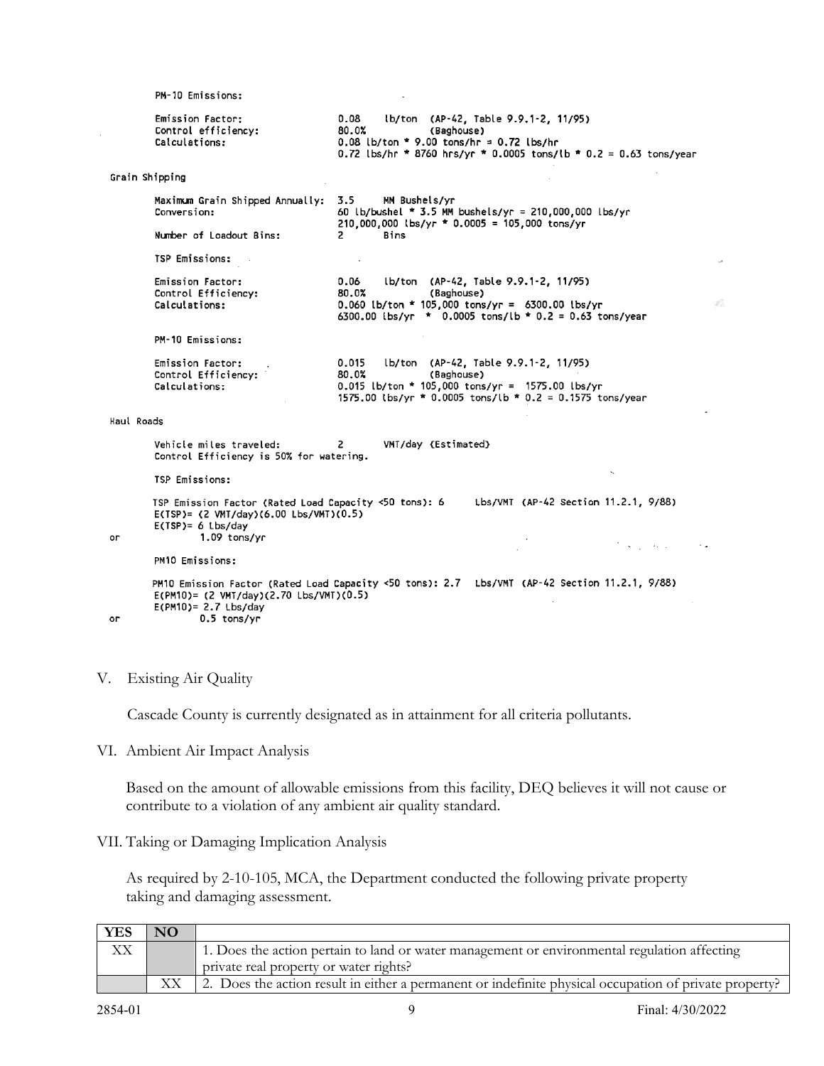PM-10 Emissions:

```
Emission Factor:        0.08   lb/ton  (AP-42, Table 9.9.1-2, 11/95)
Control efficiency:     80.0%          (Baghouse)
Calculations:           0.08 lb/ton * 9.00 tons/hr = 0.72 lbs/hr
                        0.72 lbs/hr * 8760 hrs/yr * 0.0005 tons/lb * 0.2 = 0.63 tons/year
```

Grain Shipping

```
Maximum Grain Shipped Annually:  3.5    MM Bushels/yr
Conversion:                      60 lb/bushel * 3.5 MM bushels/yr = 210,000,000 lbs/yr
                                 210,000,000 lbs/yr * 0.0005 = 105,000 tons/yr
Number of Loadout Bins:          2      Bins
```

TSP Emissions:

```
Emission Factor:        0.06   lb/ton  (AP-42, Table 9.9.1-2, 11/95)
Control Efficiency:     80.0%          (Baghouse)
Calculations:           0.060 lb/ton * 105,000 tons/yr =  6300.00 lbs/yr
                        6300.00 lbs/yr  *  0.0005 tons/lb * 0.2 = 0.63 tons/year
```

PM-10 Emissions:

```
Emission Factor:        0.015  lb/ton  (AP-42, Table 9.9.1-2, 11/95)
Control Efficiency:     80.0%          (Baghouse)
Calculations:           0.015 lb/ton * 105,000 tons/yr =  1575.00 lbs/yr
                        1575.00 lbs/yr * 0.0005 tons/lb * 0.2 = 0.1575 tons/year
```

Haul Roads

```
Vehicle miles traveled:        2      VMT/day (Estimated)
Control Efficiency is 50% for watering.
```

TSP Emissions:

```
TSP Emission Factor (Rated Load Capacity <50 tons): 6     Lbs/VMT (AP-42 Section 11.2.1, 9/88)
E(TSP)= (2 VMT/day)(6.00 Lbs/VMT)(0.5)
E(TSP)= 6 Lbs/day
or        1.09 tons/yr
```

PM10 Emissions:

```
PM10 Emission Factor (Rated Load Capacity <50 tons): 2.7  Lbs/VMT (AP-42 Section 11.2.1, 9/88)
E(PM10)= (2 VMT/day)(2.70 Lbs/VMT)(0.5)
E(PM10)= 2.7 Lbs/day
or        0.5 tons/yr
```

## V. Existing Air Quality

Cascade County is currently designated as in attainment for all criteria pollutants.

## VI. Ambient Air Impact Analysis

Based on the amount of allowable emissions from this facility, DEQ believes it will not cause or contribute to a violation of any ambient air quality standard.

## VII. Taking or Damaging Implication Analysis

As required by 2-10-105, MCA, the Department conducted the following private property taking and damaging assessment.

| YES | NO | |
|---|---|---|
| XX | | 1. Does the action pertain to land or water management or environmental regulation affecting private real property or water rights? |
| | XX | 2. Does the action result in either a permanent or indefinite physical occupation of private property? |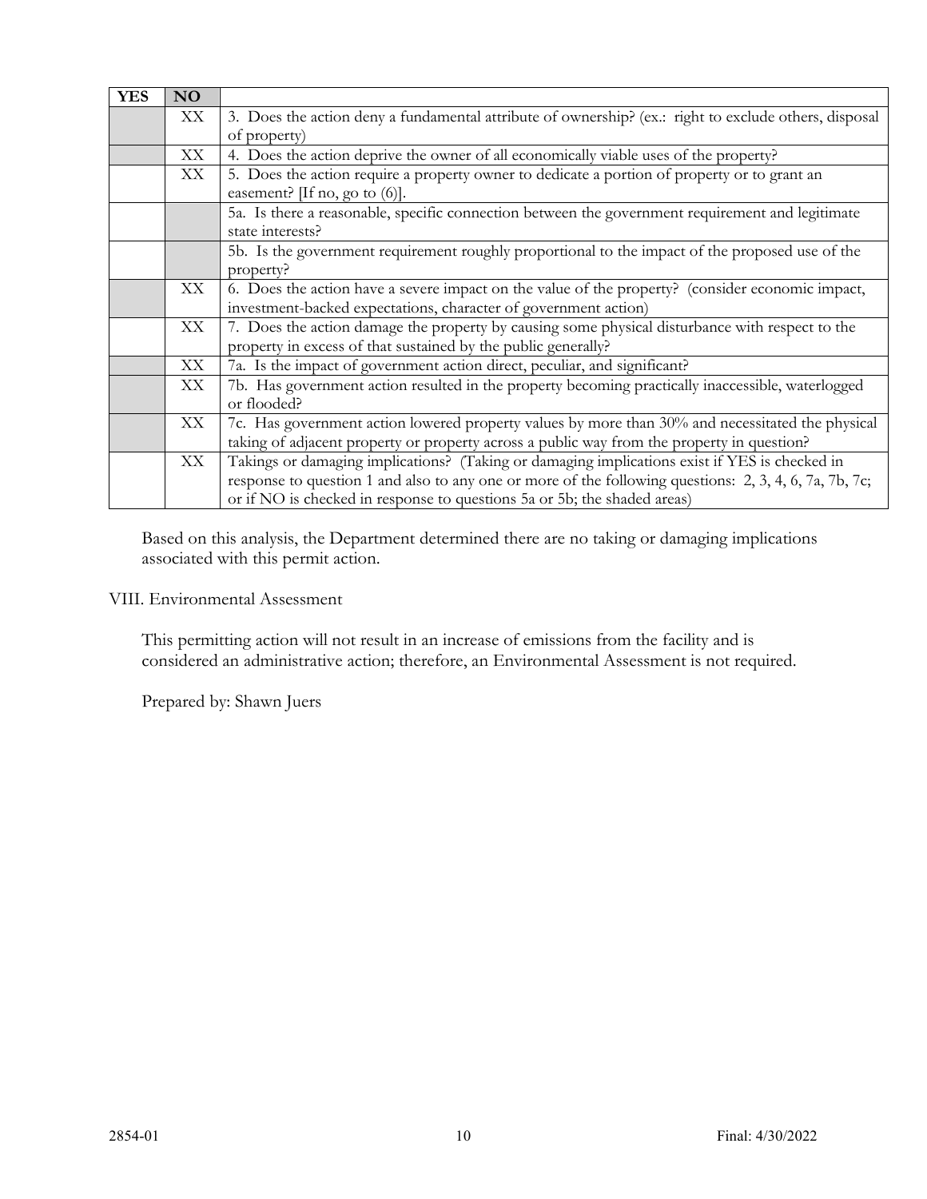| YES | NO | |
|---|---|---|
| | XX | 3. Does the action deny a fundamental attribute of ownership? (ex.: right to exclude others, disposal of property) |
| | XX | 4. Does the action deprive the owner of all economically viable uses of the property? |
| | XX | 5. Does the action require a property owner to dedicate a portion of property or to grant an easement? [If no, go to (6)]. |
| | | 5a. Is there a reasonable, specific connection between the government requirement and legitimate state interests? |
| | | 5b. Is the government requirement roughly proportional to the impact of the proposed use of the property? |
| | XX | 6. Does the action have a severe impact on the value of the property? (consider economic impact, investment-backed expectations, character of government action) |
| | XX | 7. Does the action damage the property by causing some physical disturbance with respect to the property in excess of that sustained by the public generally? |
| | XX | 7a. Is the impact of government action direct, peculiar, and significant? |
| | XX | 7b. Has government action resulted in the property becoming practically inaccessible, waterlogged or flooded? |
| | XX | 7c. Has government action lowered property values by more than 30% and necessitated the physical taking of adjacent property or property across a public way from the property in question? |
| | XX | Takings or damaging implications? (Taking or damaging implications exist if YES is checked in response to question 1 and also to any one or more of the following questions: 2, 3, 4, 6, 7a, 7b, 7c; or if NO is checked in response to questions 5a or 5b; the shaded areas) |

Based on this analysis, the Department determined there are no taking or damaging implications associated with this permit action.

## VIII. Environmental Assessment

This permitting action will not result in an increase of emissions from the facility and is considered an administrative action; therefore, an Environmental Assessment is not required.

Prepared by: Shawn Juers